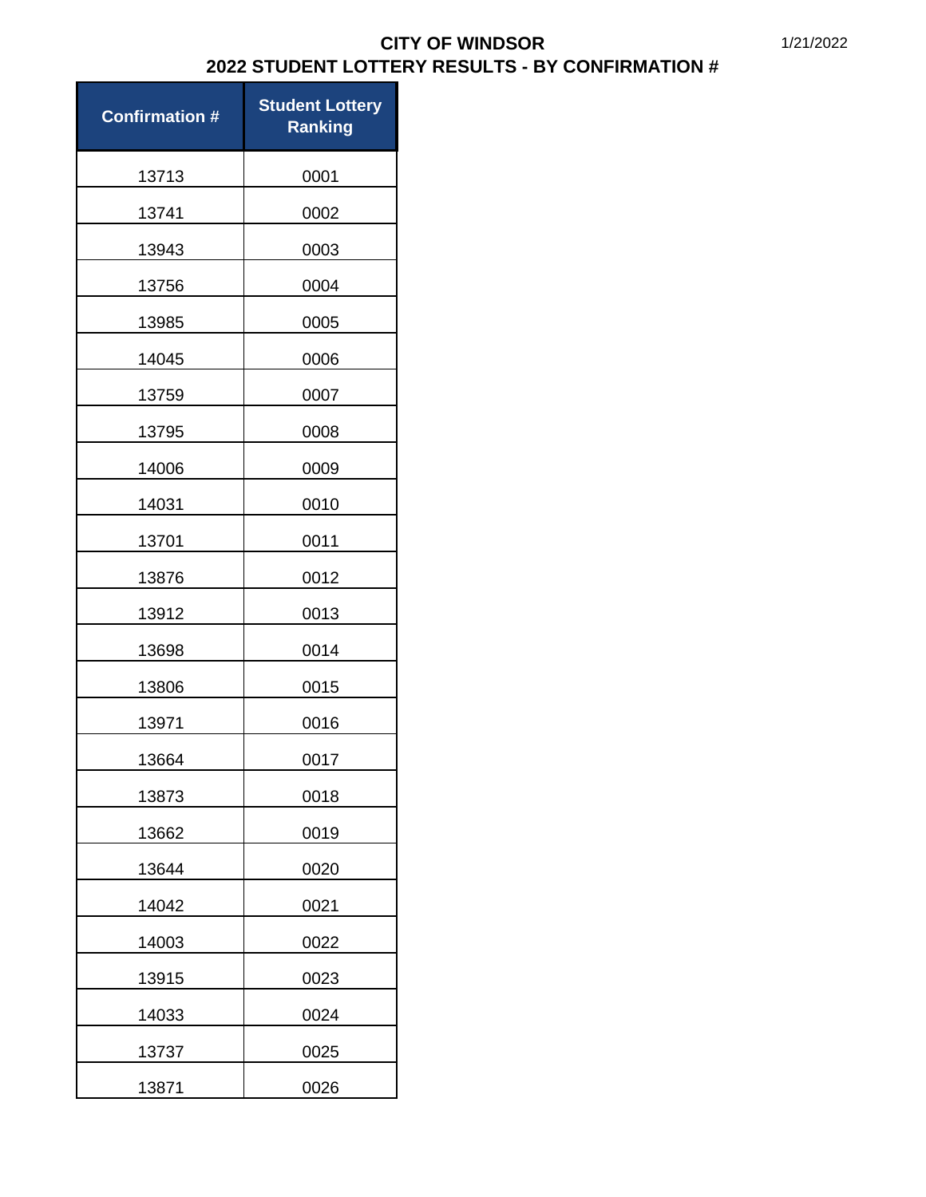# CITY OF WINDSOR

## 2022 STUDENT LOTTERY RESULTS - BY CONFIRMATION #

1/21/2022

| Confirmation # | Student Lottery Ranking |
|---|---|
| 13713 | 0001 |
| 13741 | 0002 |
| 13943 | 0003 |
| 13756 | 0004 |
| 13985 | 0005 |
| 14045 | 0006 |
| 13759 | 0007 |
| 13795 | 0008 |
| 14006 | 0009 |
| 14031 | 0010 |
| 13701 | 0011 |
| 13876 | 0012 |
| 13912 | 0013 |
| 13698 | 0014 |
| 13806 | 0015 |
| 13971 | 0016 |
| 13664 | 0017 |
| 13873 | 0018 |
| 13662 | 0019 |
| 13644 | 0020 |
| 14042 | 0021 |
| 14003 | 0022 |
| 13915 | 0023 |
| 14033 | 0024 |
| 13737 | 0025 |
| 13871 | 0026 |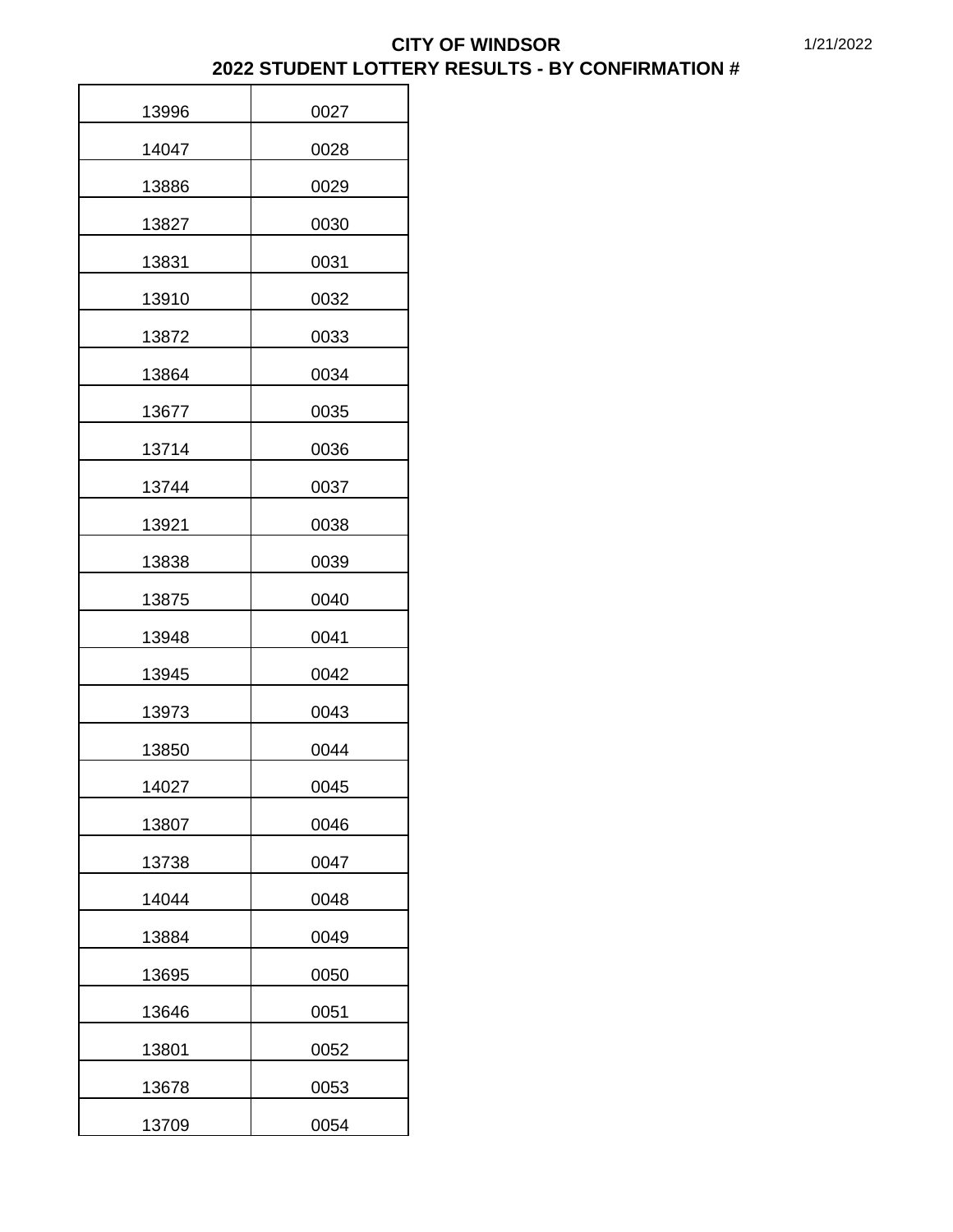# CITY OF WINDSOR
## 2022 STUDENT LOTTERY RESULTS - BY CONFIRMATION #

1/21/2022

| | |
|---|---|
| 13996 | 0027 |
| 14047 | 0028 |
| 13886 | 0029 |
| 13827 | 0030 |
| 13831 | 0031 |
| 13910 | 0032 |
| 13872 | 0033 |
| 13864 | 0034 |
| 13677 | 0035 |
| 13714 | 0036 |
| 13744 | 0037 |
| 13921 | 0038 |
| 13838 | 0039 |
| 13875 | 0040 |
| 13948 | 0041 |
| 13945 | 0042 |
| 13973 | 0043 |
| 13850 | 0044 |
| 14027 | 0045 |
| 13807 | 0046 |
| 13738 | 0047 |
| 14044 | 0048 |
| 13884 | 0049 |
| 13695 | 0050 |
| 13646 | 0051 |
| 13801 | 0052 |
| 13678 | 0053 |
| 13709 | 0054 |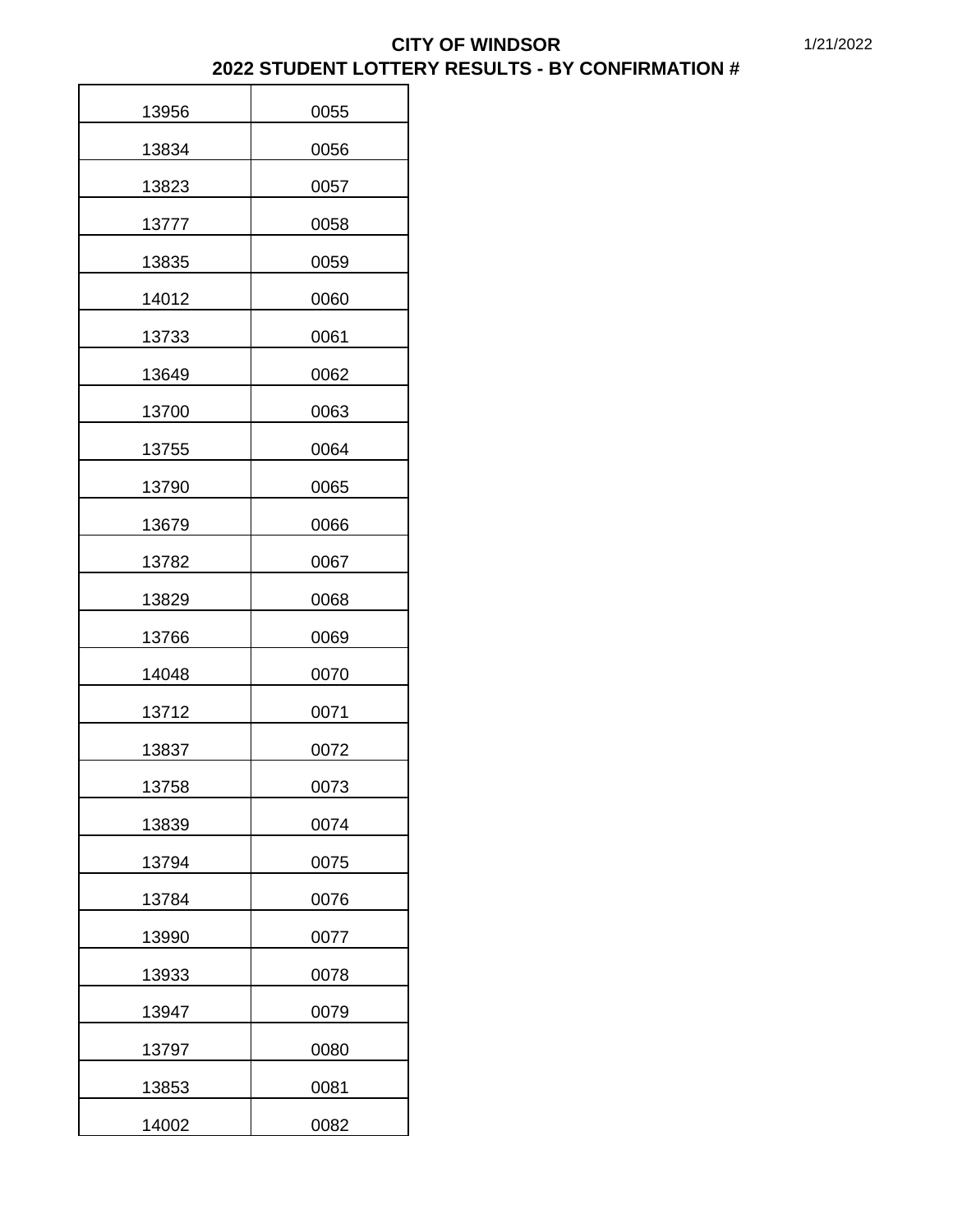**CITY OF WINDSOR**
**2022 STUDENT LOTTERY RESULTS - BY CONFIRMATION #**

| | |
|---|---|
| 13956 | 0055 |
| 13834 | 0056 |
| 13823 | 0057 |
| 13777 | 0058 |
| 13835 | 0059 |
| 14012 | 0060 |
| 13733 | 0061 |
| 13649 | 0062 |
| 13700 | 0063 |
| 13755 | 0064 |
| 13790 | 0065 |
| 13679 | 0066 |
| 13782 | 0067 |
| 13829 | 0068 |
| 13766 | 0069 |
| 14048 | 0070 |
| 13712 | 0071 |
| 13837 | 0072 |
| 13758 | 0073 |
| 13839 | 0074 |
| 13794 | 0075 |
| 13784 | 0076 |
| 13990 | 0077 |
| 13933 | 0078 |
| 13947 | 0079 |
| 13797 | 0080 |
| 13853 | 0081 |
| 14002 | 0082 |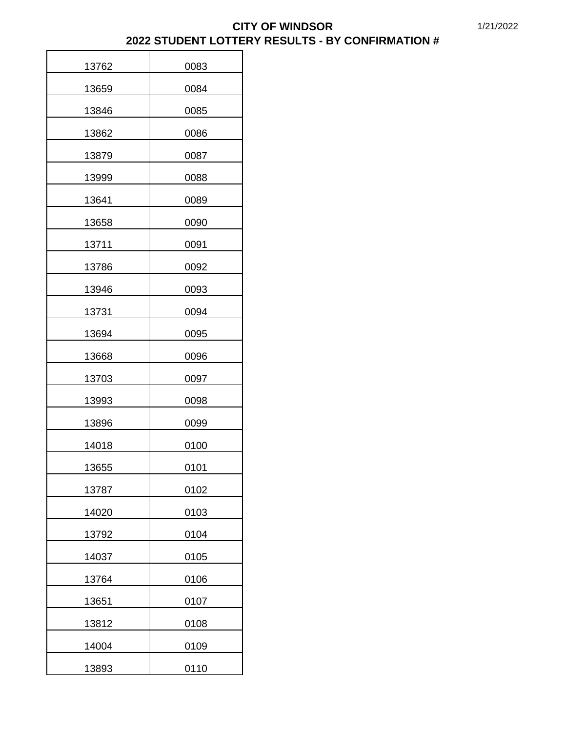**CITY OF WINDSOR**
**2022 STUDENT LOTTERY RESULTS - BY CONFIRMATION #**

1/21/2022

| | |
|---|---|
| 13762 | 0083 |
| 13659 | 0084 |
| 13846 | 0085 |
| 13862 | 0086 |
| 13879 | 0087 |
| 13999 | 0088 |
| 13641 | 0089 |
| 13658 | 0090 |
| 13711 | 0091 |
| 13786 | 0092 |
| 13946 | 0093 |
| 13731 | 0094 |
| 13694 | 0095 |
| 13668 | 0096 |
| 13703 | 0097 |
| 13993 | 0098 |
| 13896 | 0099 |
| 14018 | 0100 |
| 13655 | 0101 |
| 13787 | 0102 |
| 14020 | 0103 |
| 13792 | 0104 |
| 14037 | 0105 |
| 13764 | 0106 |
| 13651 | 0107 |
| 13812 | 0108 |
| 14004 | 0109 |
| 13893 | 0110 |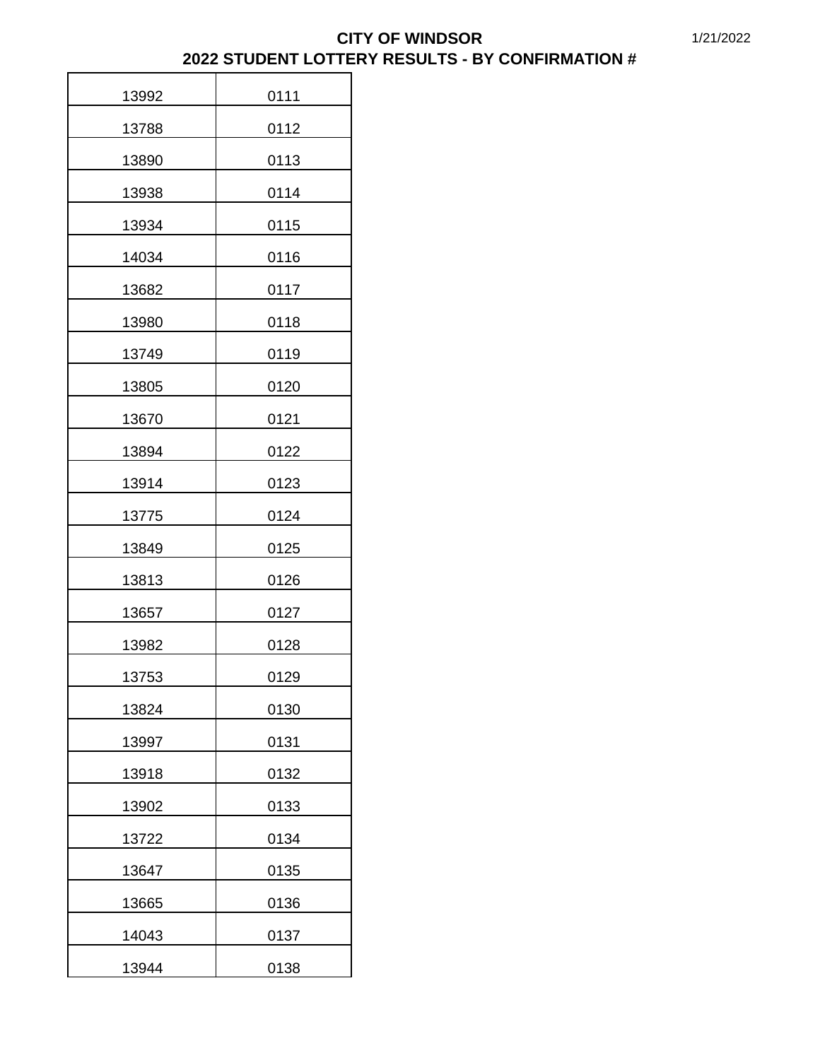**CITY OF WINDSOR**
**2022 STUDENT LOTTERY RESULTS - BY CONFIRMATION #**

1/21/2022

| | |
|---|---|
| 13992 | 0111 |
| 13788 | 0112 |
| 13890 | 0113 |
| 13938 | 0114 |
| 13934 | 0115 |
| 14034 | 0116 |
| 13682 | 0117 |
| 13980 | 0118 |
| 13749 | 0119 |
| 13805 | 0120 |
| 13670 | 0121 |
| 13894 | 0122 |
| 13914 | 0123 |
| 13775 | 0124 |
| 13849 | 0125 |
| 13813 | 0126 |
| 13657 | 0127 |
| 13982 | 0128 |
| 13753 | 0129 |
| 13824 | 0130 |
| 13997 | 0131 |
| 13918 | 0132 |
| 13902 | 0133 |
| 13722 | 0134 |
| 13647 | 0135 |
| 13665 | 0136 |
| 14043 | 0137 |
| 13944 | 0138 |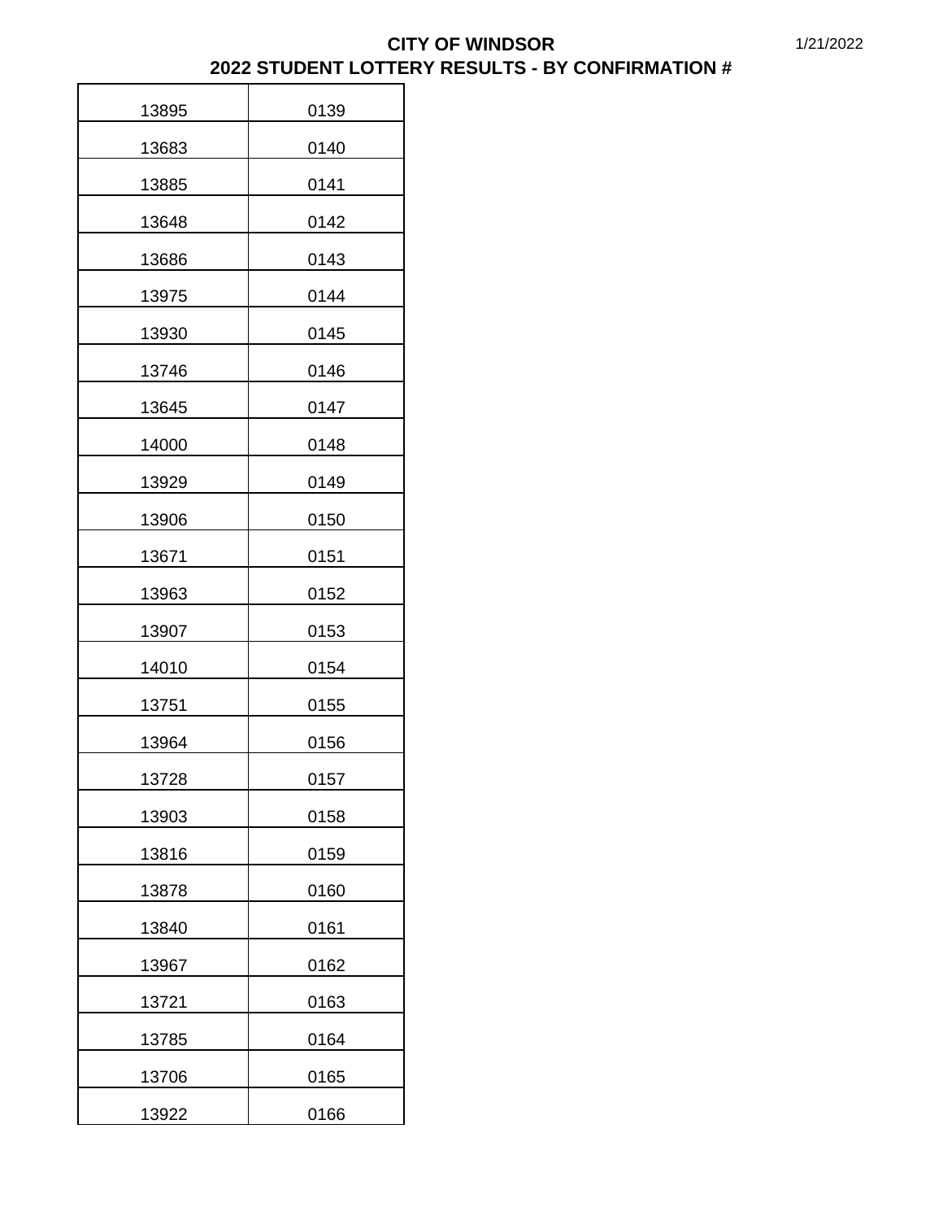# CITY OF WINDSOR
## 2022 STUDENT LOTTERY RESULTS - BY CONFIRMATION #

1/21/2022

| | |
|---|---|
| 13895 | 0139 |
| 13683 | 0140 |
| 13885 | 0141 |
| 13648 | 0142 |
| 13686 | 0143 |
| 13975 | 0144 |
| 13930 | 0145 |
| 13746 | 0146 |
| 13645 | 0147 |
| 14000 | 0148 |
| 13929 | 0149 |
| 13906 | 0150 |
| 13671 | 0151 |
| 13963 | 0152 |
| 13907 | 0153 |
| 14010 | 0154 |
| 13751 | 0155 |
| 13964 | 0156 |
| 13728 | 0157 |
| 13903 | 0158 |
| 13816 | 0159 |
| 13878 | 0160 |
| 13840 | 0161 |
| 13967 | 0162 |
| 13721 | 0163 |
| 13785 | 0164 |
| 13706 | 0165 |
| 13922 | 0166 |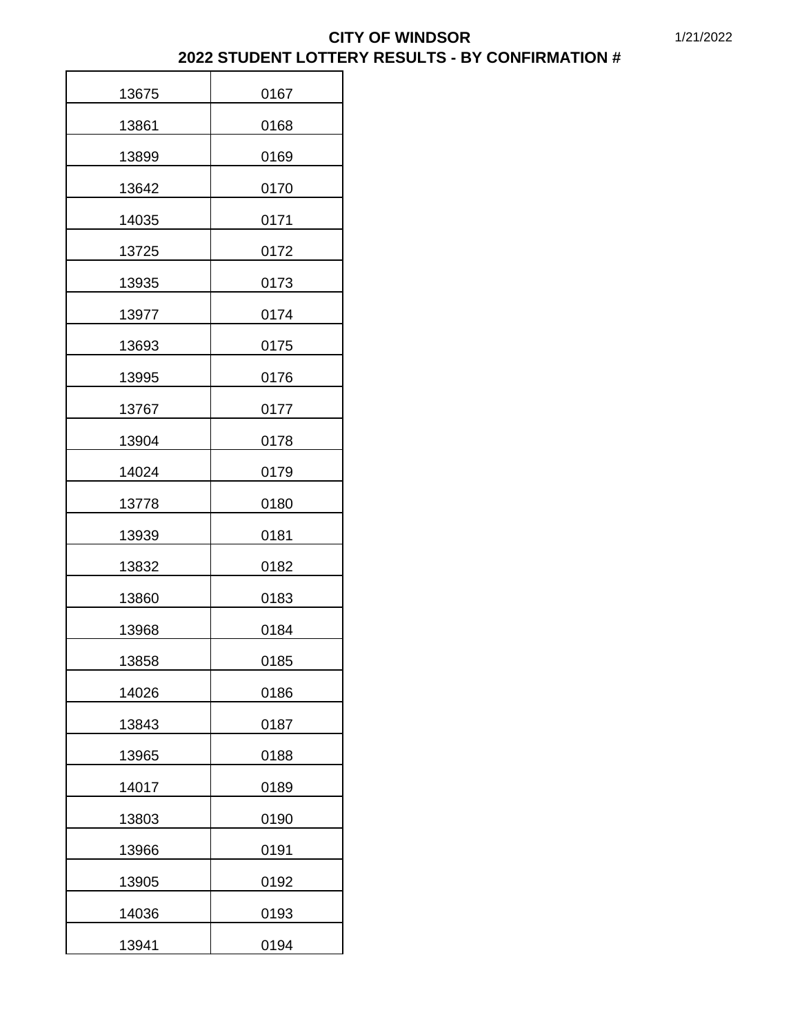**CITY OF WINDSOR**

**2022 STUDENT LOTTERY RESULTS - BY CONFIRMATION #**

1/21/2022

| | |
|---|---|
| 13675 | 0167 |
| 13861 | 0168 |
| 13899 | 0169 |
| 13642 | 0170 |
| 14035 | 0171 |
| 13725 | 0172 |
| 13935 | 0173 |
| 13977 | 0174 |
| 13693 | 0175 |
| 13995 | 0176 |
| 13767 | 0177 |
| 13904 | 0178 |
| 14024 | 0179 |
| 13778 | 0180 |
| 13939 | 0181 |
| 13832 | 0182 |
| 13860 | 0183 |
| 13968 | 0184 |
| 13858 | 0185 |
| 14026 | 0186 |
| 13843 | 0187 |
| 13965 | 0188 |
| 14017 | 0189 |
| 13803 | 0190 |
| 13966 | 0191 |
| 13905 | 0192 |
| 14036 | 0193 |
| 13941 | 0194 |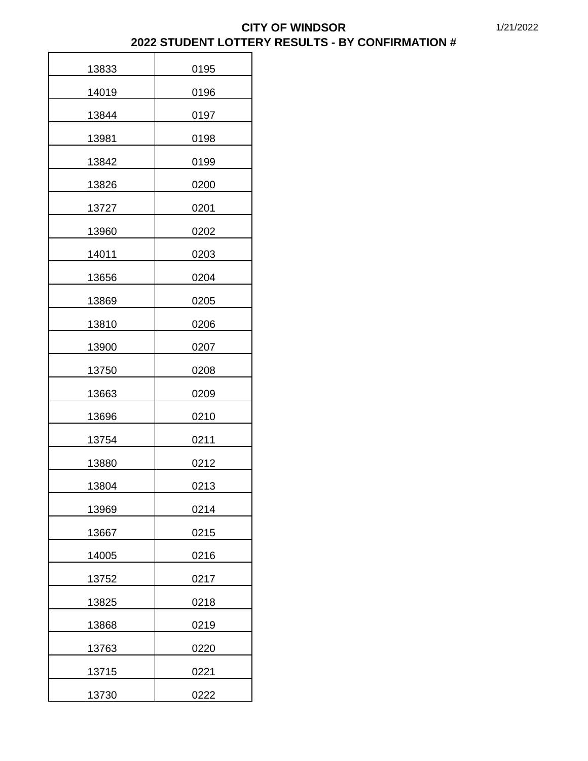# CITY OF WINDSOR

## 2022 STUDENT LOTTERY RESULTS - BY CONFIRMATION #

1/21/2022

| | |
|---|---|
| 13833 | 0195 |
| 14019 | 0196 |
| 13844 | 0197 |
| 13981 | 0198 |
| 13842 | 0199 |
| 13826 | 0200 |
| 13727 | 0201 |
| 13960 | 0202 |
| 14011 | 0203 |
| 13656 | 0204 |
| 13869 | 0205 |
| 13810 | 0206 |
| 13900 | 0207 |
| 13750 | 0208 |
| 13663 | 0209 |
| 13696 | 0210 |
| 13754 | 0211 |
| 13880 | 0212 |
| 13804 | 0213 |
| 13969 | 0214 |
| 13667 | 0215 |
| 14005 | 0216 |
| 13752 | 0217 |
| 13825 | 0218 |
| 13868 | 0219 |
| 13763 | 0220 |
| 13715 | 0221 |
| 13730 | 0222 |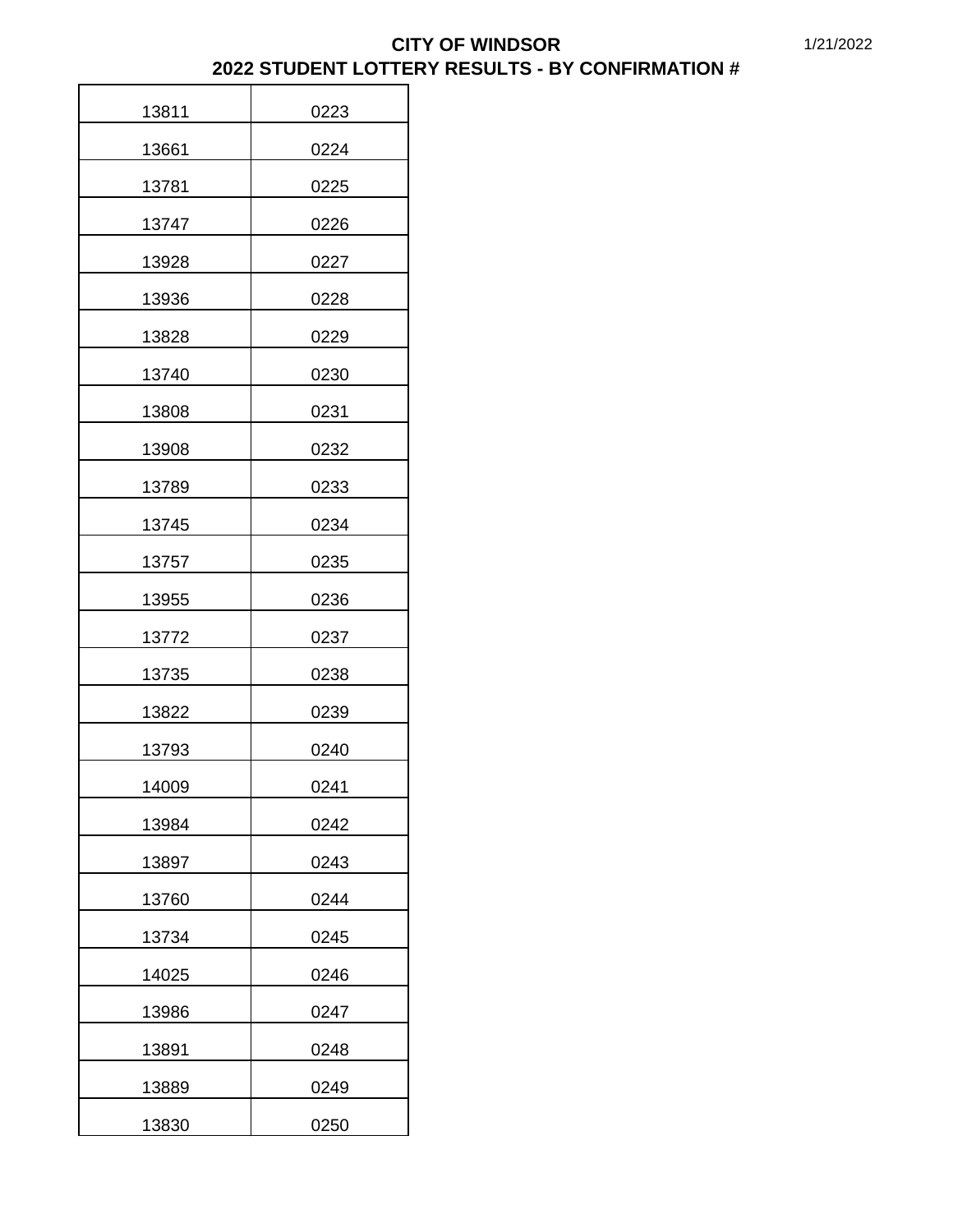**CITY OF WINDSOR**
**2022 STUDENT LOTTERY RESULTS - BY CONFIRMATION #**

1/21/2022

| | |
|---|---|
| 13811 | 0223 |
| 13661 | 0224 |
| 13781 | 0225 |
| 13747 | 0226 |
| 13928 | 0227 |
| 13936 | 0228 |
| 13828 | 0229 |
| 13740 | 0230 |
| 13808 | 0231 |
| 13908 | 0232 |
| 13789 | 0233 |
| 13745 | 0234 |
| 13757 | 0235 |
| 13955 | 0236 |
| 13772 | 0237 |
| 13735 | 0238 |
| 13822 | 0239 |
| 13793 | 0240 |
| 14009 | 0241 |
| 13984 | 0242 |
| 13897 | 0243 |
| 13760 | 0244 |
| 13734 | 0245 |
| 14025 | 0246 |
| 13986 | 0247 |
| 13891 | 0248 |
| 13889 | 0249 |
| 13830 | 0250 |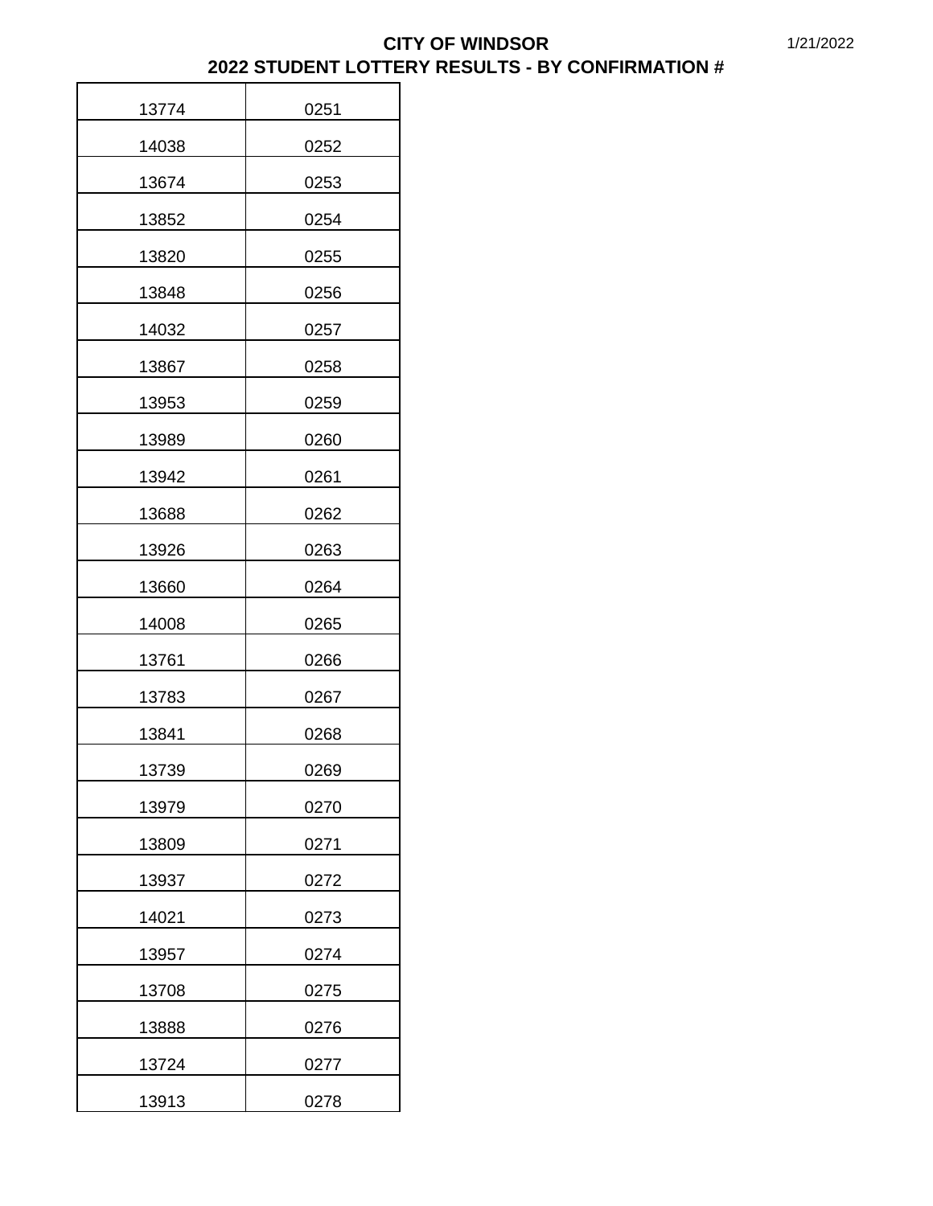| 13774 | 0251 |
|---|---|
| 14038 | 0252 |
| 13674 | 0253 |
| 13852 | 0254 |
| 13820 | 0255 |
| 13848 | 0256 |
| 14032 | 0257 |
| 13867 | 0258 |
| 13953 | 0259 |
| 13989 | 0260 |
| 13942 | 0261 |
| 13688 | 0262 |
| 13926 | 0263 |
| 13660 | 0264 |
| 14008 | 0265 |
| 13761 | 0266 |
| 13783 | 0267 |
| 13841 | 0268 |
| 13739 | 0269 |
| 13979 | 0270 |
| 13809 | 0271 |
| 13937 | 0272 |
| 14021 | 0273 |
| 13957 | 0274 |
| 13708 | 0275 |
| 13888 | 0276 |
| 13724 | 0277 |
| 13913 | 0278 |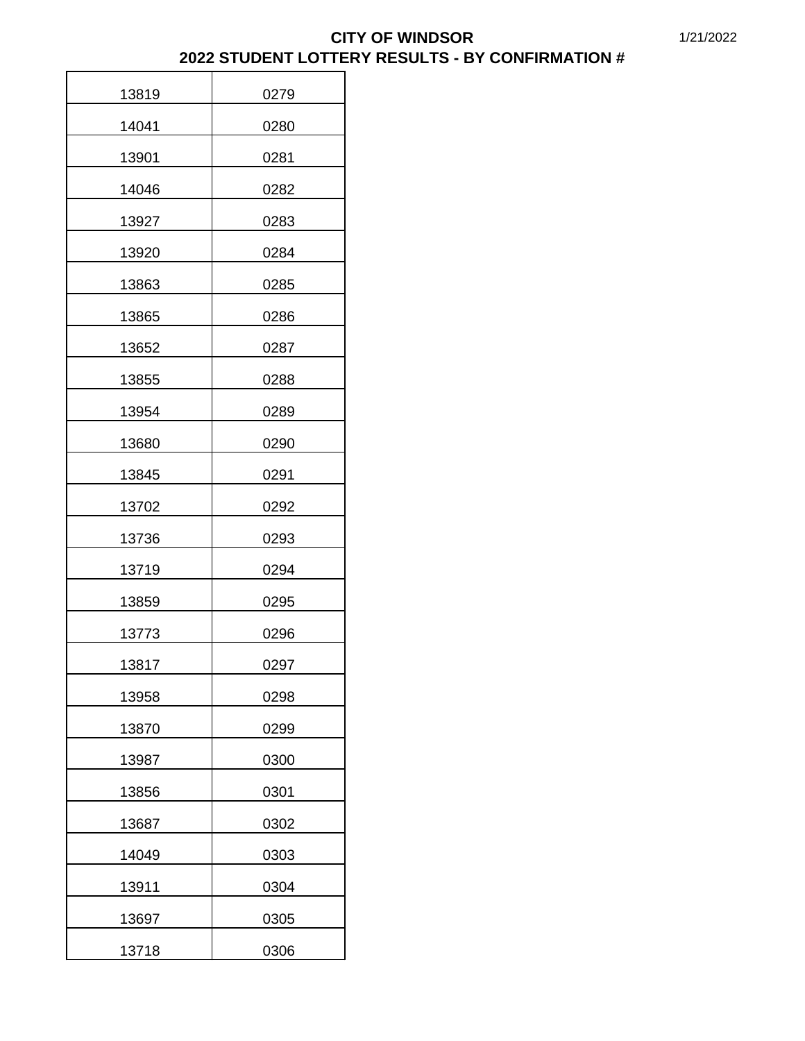**CITY OF WINDSOR**

**2022 STUDENT LOTTERY RESULTS - BY CONFIRMATION #**

| | |
|---|---|
| 13819 | 0279 |
| 14041 | 0280 |
| 13901 | 0281 |
| 14046 | 0282 |
| 13927 | 0283 |
| 13920 | 0284 |
| 13863 | 0285 |
| 13865 | 0286 |
| 13652 | 0287 |
| 13855 | 0288 |
| 13954 | 0289 |
| 13680 | 0290 |
| 13845 | 0291 |
| 13702 | 0292 |
| 13736 | 0293 |
| 13719 | 0294 |
| 13859 | 0295 |
| 13773 | 0296 |
| 13817 | 0297 |
| 13958 | 0298 |
| 13870 | 0299 |
| 13987 | 0300 |
| 13856 | 0301 |
| 13687 | 0302 |
| 14049 | 0303 |
| 13911 | 0304 |
| 13697 | 0305 |
| 13718 | 0306 |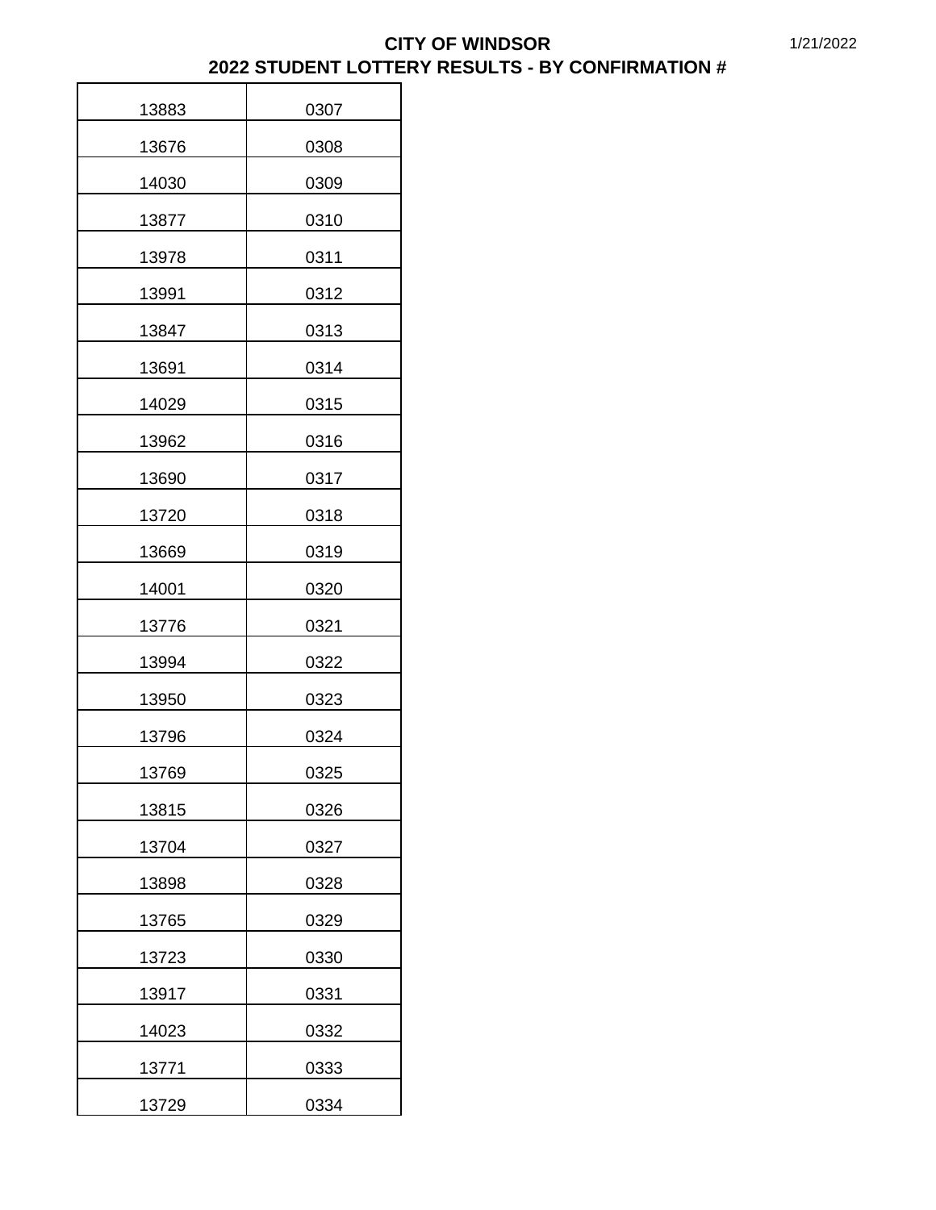**CITY OF WINDSOR**
**2022 STUDENT LOTTERY RESULTS - BY CONFIRMATION #**

1/21/2022

| | |
|---|---|
| 13883 | 0307 |
| 13676 | 0308 |
| 14030 | 0309 |
| 13877 | 0310 |
| 13978 | 0311 |
| 13991 | 0312 |
| 13847 | 0313 |
| 13691 | 0314 |
| 14029 | 0315 |
| 13962 | 0316 |
| 13690 | 0317 |
| 13720 | 0318 |
| 13669 | 0319 |
| 14001 | 0320 |
| 13776 | 0321 |
| 13994 | 0322 |
| 13950 | 0323 |
| 13796 | 0324 |
| 13769 | 0325 |
| 13815 | 0326 |
| 13704 | 0327 |
| 13898 | 0328 |
| 13765 | 0329 |
| 13723 | 0330 |
| 13917 | 0331 |
| 14023 | 0332 |
| 13771 | 0333 |
| 13729 | 0334 |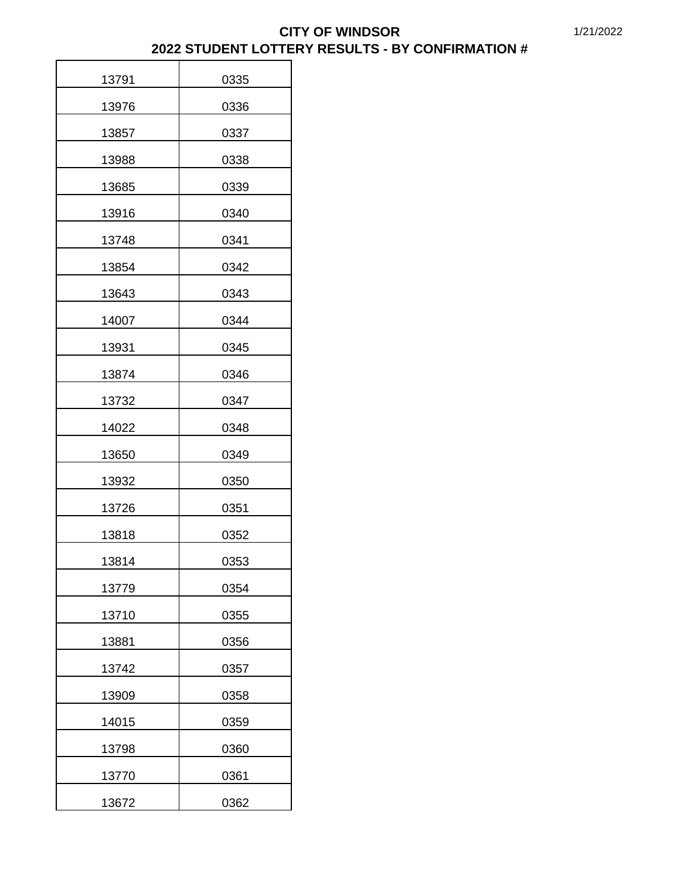**CITY OF WINDSOR**

**2022 STUDENT LOTTERY RESULTS - BY CONFIRMATION #**

1/21/2022

| | |
|---|---|
| 13791 | 0335 |
| 13976 | 0336 |
| 13857 | 0337 |
| 13988 | 0338 |
| 13685 | 0339 |
| 13916 | 0340 |
| 13748 | 0341 |
| 13854 | 0342 |
| 13643 | 0343 |
| 14007 | 0344 |
| 13931 | 0345 |
| 13874 | 0346 |
| 13732 | 0347 |
| 14022 | 0348 |
| 13650 | 0349 |
| 13932 | 0350 |
| 13726 | 0351 |
| 13818 | 0352 |
| 13814 | 0353 |
| 13779 | 0354 |
| 13710 | 0355 |
| 13881 | 0356 |
| 13742 | 0357 |
| 13909 | 0358 |
| 14015 | 0359 |
| 13798 | 0360 |
| 13770 | 0361 |
| 13672 | 0362 |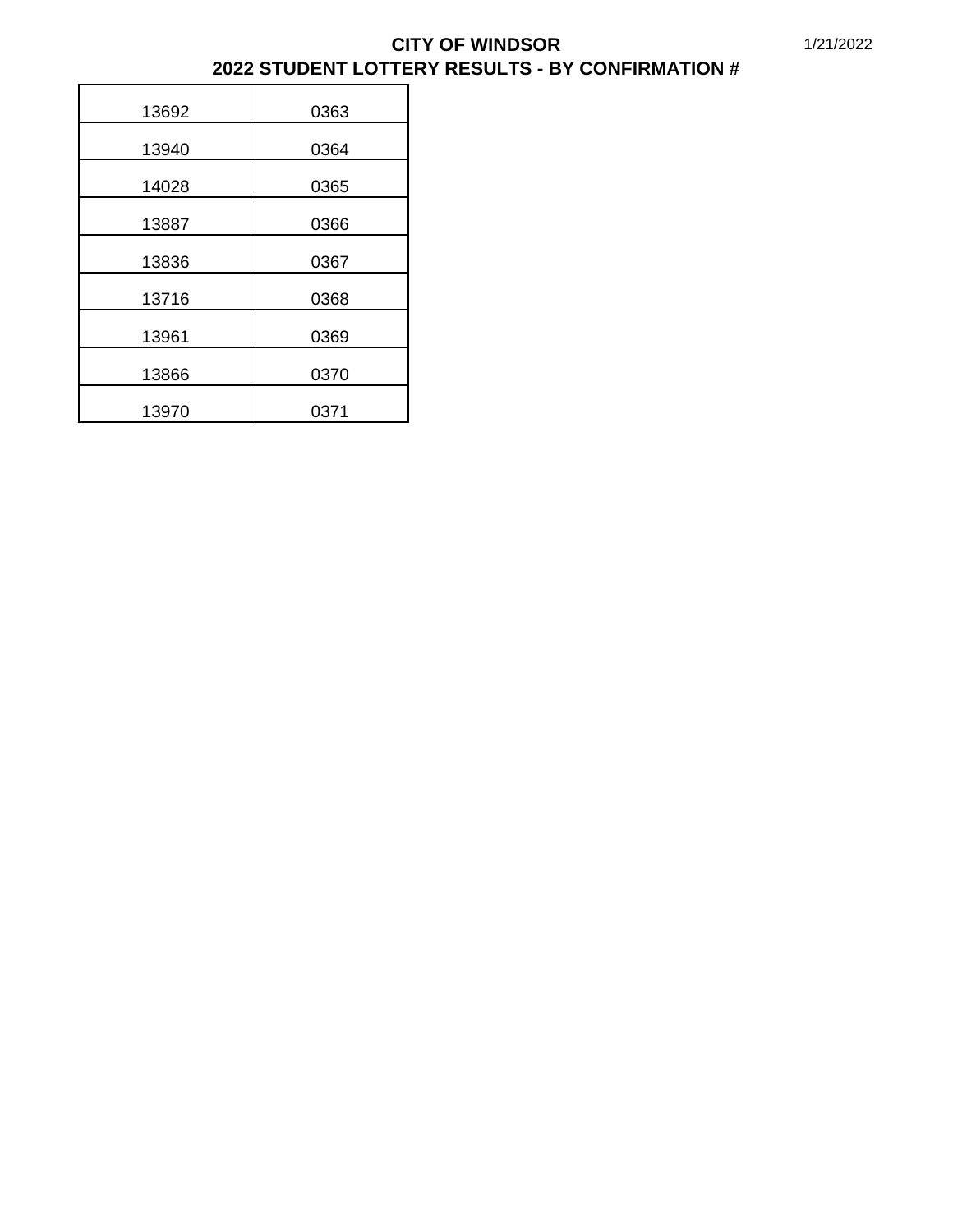# CITY OF WINDSOR
## 2022 STUDENT LOTTERY RESULTS - BY CONFIRMATION #

| | |
|---|---|
| 13692 | 0363 |
| 13940 | 0364 |
| 14028 | 0365 |
| 13887 | 0366 |
| 13836 | 0367 |
| 13716 | 0368 |
| 13961 | 0369 |
| 13866 | 0370 |
| 13970 | 0371 |